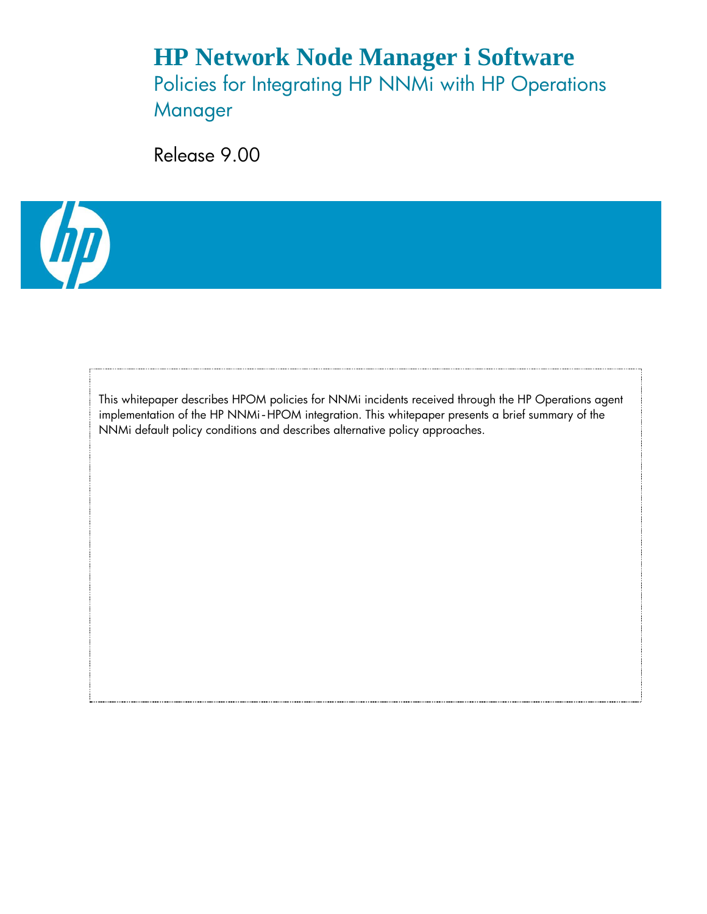# HP Network Node Manager i Software

## Policies for Integrating HP NNMi with HP Operations Manager

Release 9.00

This whitepaper describes HPOM policies for NNMi incidents received through the HP Operations agent implementation of the HP NNMi-HPOM integration. This whitepaper presents a brief summary of the NNMi default policy conditions and describes alternative policy approaches.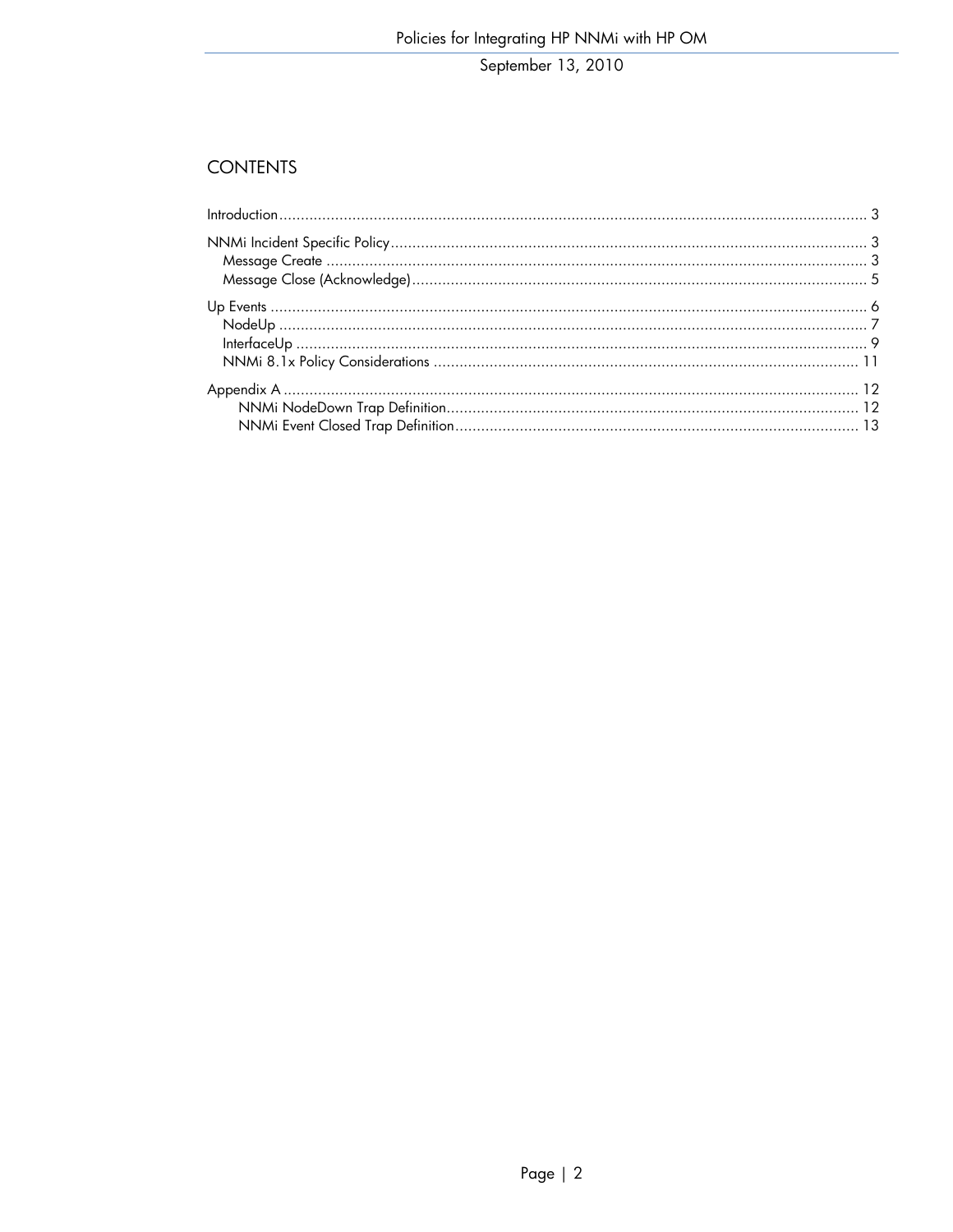## CONTENTS

- Introduction ........ 3
- NNMi Incident Specific Policy ........ 3
  - Message Create ........ 3
  - Message Close (Acknowledge) ........ 5
- Up Events ........ 6
  - NodeUp ........ 7
  - InterfaceUp ........ 9
  - NNMi 8.1x Policy Considerations ........ 11
- Appendix A ........ 12
  - NNMi NodeDown Trap Definition ........ 12
  - NNMi Event Closed Trap Definition ........ 13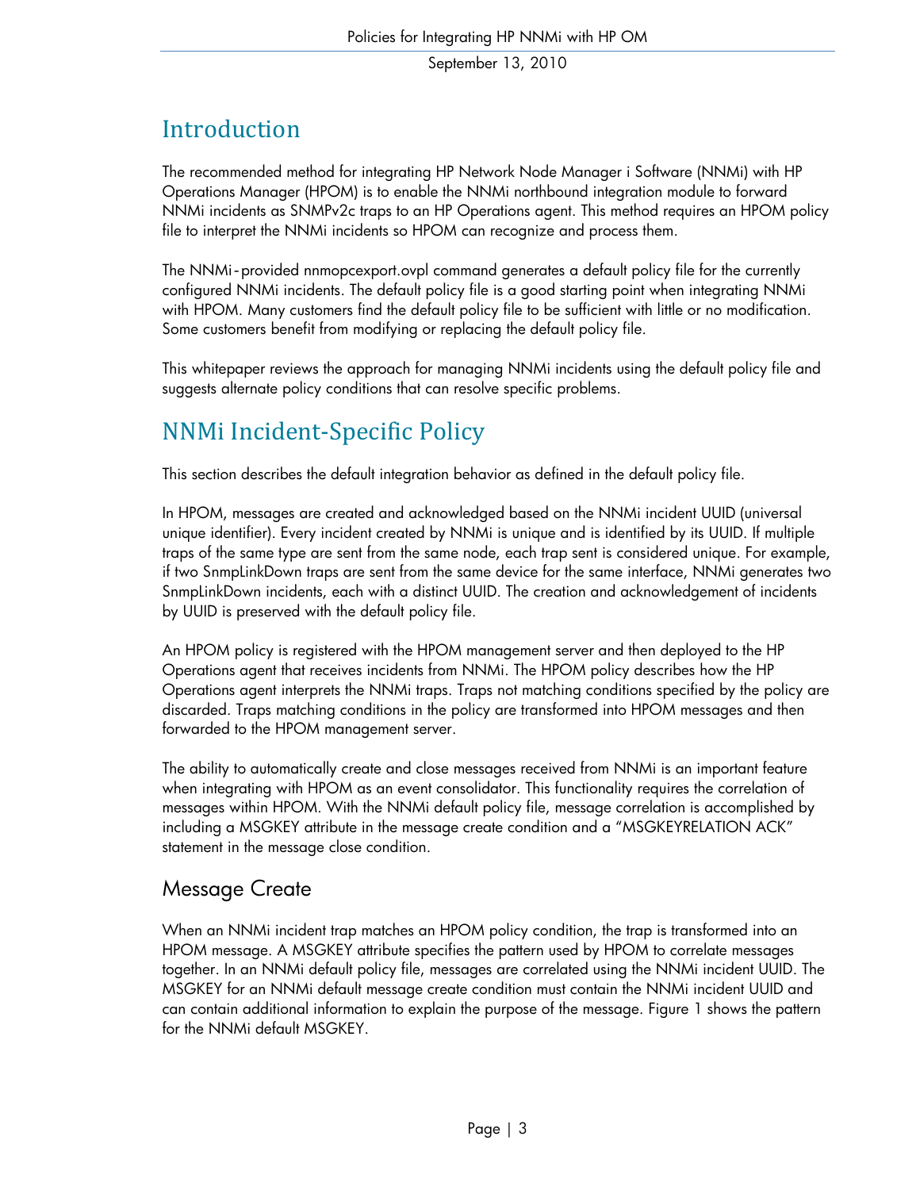# Introduction

The recommended method for integrating HP Network Node Manager i Software (NNMi) with HP Operations Manager (HPOM) is to enable the NNMi northbound integration module to forward NNMi incidents as SNMPv2c traps to an HP Operations agent. This method requires an HPOM policy file to interpret the NNMi incidents so HPOM can recognize and process them.

The NNMi-provided nnmopcexport.ovpl command generates a default policy file for the currently configured NNMi incidents. The default policy file is a good starting point when integrating NNMi with HPOM. Many customers find the default policy file to be sufficient with little or no modification. Some customers benefit from modifying or replacing the default policy file.

This whitepaper reviews the approach for managing NNMi incidents using the default policy file and suggests alternate policy conditions that can resolve specific problems.

# NNMi Incident-Specific Policy

This section describes the default integration behavior as defined in the default policy file.

In HPOM, messages are created and acknowledged based on the NNMi incident UUID (universal unique identifier). Every incident created by NNMi is unique and is identified by its UUID. If multiple traps of the same type are sent from the same node, each trap sent is considered unique. For example, if two SnmpLinkDown traps are sent from the same device for the same interface, NNMi generates two SnmpLinkDown incidents, each with a distinct UUID. The creation and acknowledgement of incidents by UUID is preserved with the default policy file.

An HPOM policy is registered with the HPOM management server and then deployed to the HP Operations agent that receives incidents from NNMi. The HPOM policy describes how the HP Operations agent interprets the NNMi traps. Traps not matching conditions specified by the policy are discarded. Traps matching conditions in the policy are transformed into HPOM messages and then forwarded to the HPOM management server.

The ability to automatically create and close messages received from NNMi is an important feature when integrating with HPOM as an event consolidator. This functionality requires the correlation of messages within HPOM. With the NNMi default policy file, message correlation is accomplished by including a MSGKEY attribute in the message create condition and a "MSGKEYRELATION ACK" statement in the message close condition.

## Message Create

When an NNMi incident trap matches an HPOM policy condition, the trap is transformed into an HPOM message. A MSGKEY attribute specifies the pattern used by HPOM to correlate messages together. In an NNMi default policy file, messages are correlated using the NNMi incident UUID. The MSGKEY for an NNMi default message create condition must contain the NNMi incident UUID and can contain additional information to explain the purpose of the message. Figure 1 shows the pattern for the NNMi default MSGKEY.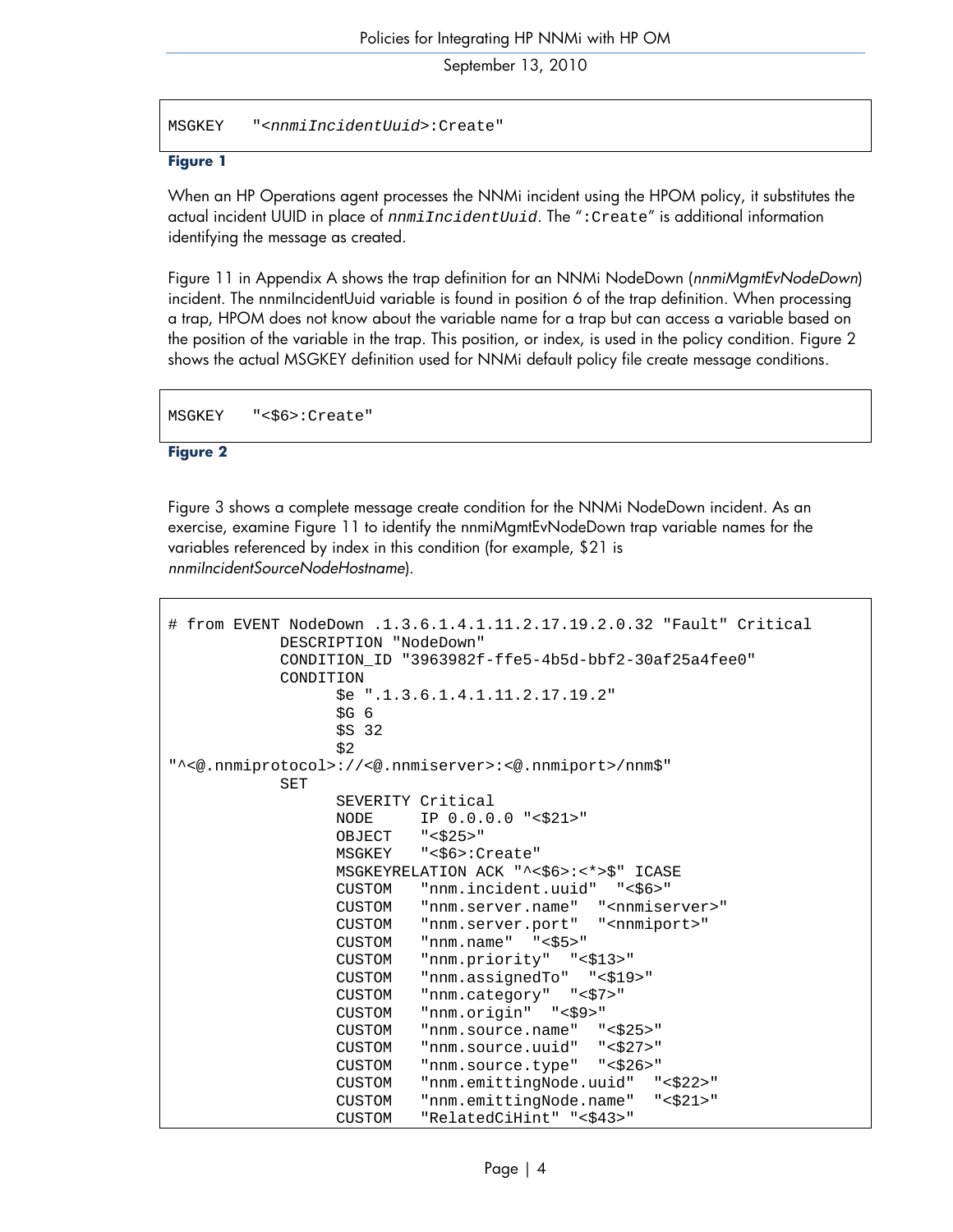```
MSGKEY   "<nnmiIncidentUuid>:Create"
```

**Figure 1**

When an HP Operations agent processes the NNMi incident using the HPOM policy, it substitutes the actual incident UUID in place of `nnmiIncidentUuid`. The "`:Create`" is additional information identifying the message as created.

Figure 11 in Appendix A shows the trap definition for an NNMi NodeDown (*nnmiMgmtEvNodeDown*) incident. The nnmiIncidentUuid variable is found in position 6 of the trap definition. When processing a trap, HPOM does not know about the variable name for a trap but can access a variable based on the position of the variable in the trap. This position, or index, is used in the policy condition. Figure 2 shows the actual MSGKEY definition used for NNMi default policy file create message conditions.

```
MSGKEY   "<$6>:Create"
```

**Figure 2**

Figure 3 shows a complete message create condition for the NNMi NodeDown incident. As an exercise, examine Figure 11 to identify the nnmiMgmtEvNodeDown trap variable names for the variables referenced by index in this condition (for example, $21 is *nnmIncidentSourceNodeHostname*).

```
# from EVENT NodeDown .1.3.6.1.4.1.11.2.17.19.2.0.32 "Fault" Critical
            DESCRIPTION "NodeDown"
            CONDITION_ID "3963982f-ffe5-4b5d-bbf2-30af25a4fee0"
            CONDITION
                  $e ".1.3.6.1.4.1.11.2.17.19.2"
                  $G 6
                  $S 32
                  $2
"^<@.nnmiprotocol>://<@.nnmiserver>:<@.nnmiport>/nnm$"
            SET
                  SEVERITY Critical
                  NODE     IP 0.0.0.0 "<$21>"
                  OBJECT   "<$25>"
                  MSGKEY   "<$6>:Create"
                  MSGKEYRELATION ACK "^<$6>:<*>$" ICASE
                  CUSTOM   "nnm.incident.uuid"  "<$6>"
                  CUSTOM   "nnm.server.name"  "<nnmiserver>"
                  CUSTOM   "nnm.server.port"  "<nnmiport>"
                  CUSTOM   "nnm.name"  "<$5>"
                  CUSTOM   "nnm.priority"  "<$13>"
                  CUSTOM   "nnm.assignedTo"  "<$19>"
                  CUSTOM   "nnm.category"  "<$7>"
                  CUSTOM   "nnm.origin"  "<$9>"
                  CUSTOM   "nnm.source.name"  "<$25>"
                  CUSTOM   "nnm.source.uuid"  "<$27>"
                  CUSTOM   "nnm.source.type"  "<$26>"
                  CUSTOM   "nnm.emittingNode.uuid"  "<$22>"
                  CUSTOM   "nnm.emittingNode.name"  "<$21>"
                  CUSTOM   "RelatedCiHint" "<$43>"
```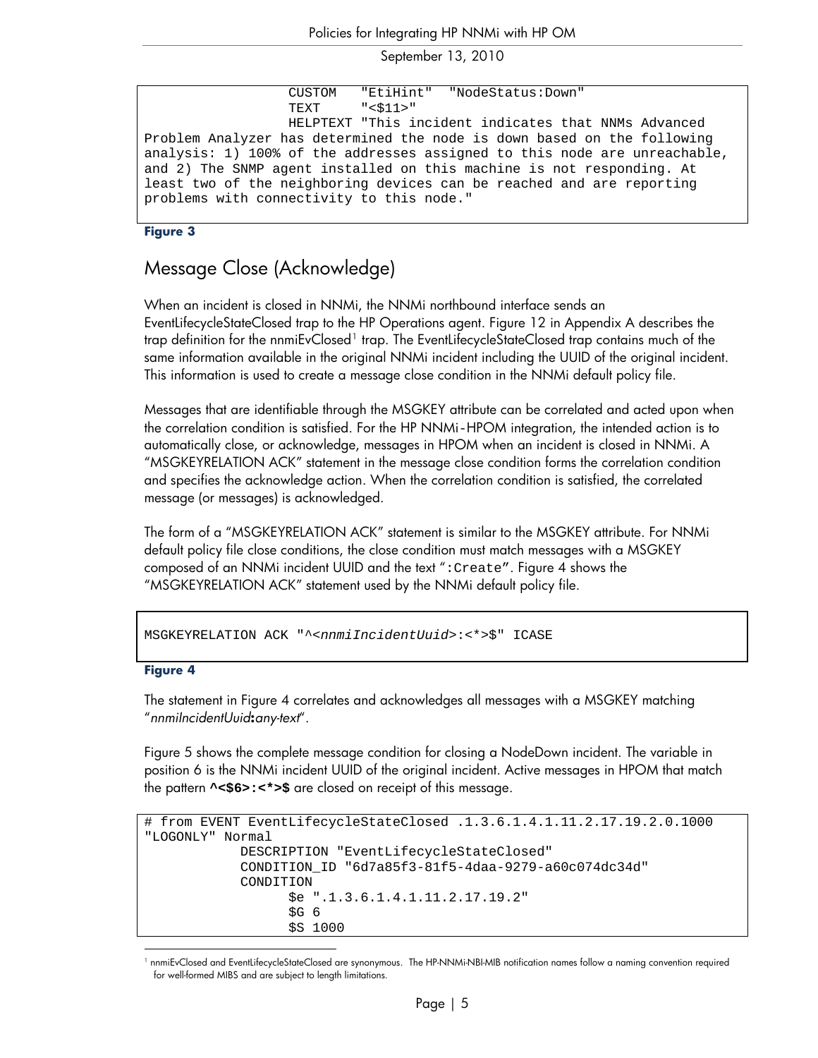```
                  CUSTOM   "EtiHint"  "NodeStatus:Down"
                  TEXT     "<$11>"
                  HELPTEXT "This incident indicates that NNMs Advanced
Problem Analyzer has determined the node is down based on the following
analysis: 1) 100% of the addresses assigned to this node are unreachable,
and 2) The SNMP agent installed on this machine is not responding. At
least two of the neighboring devices can be reached and are reporting
problems with connectivity to this node."
```

**Figure 3**

## Message Close (Acknowledge)

When an incident is closed in NNMi, the NNMi northbound interface sends an EventLifecycleStateClosed trap to the HP Operations agent. Figure 12 in Appendix A describes the trap definition for the nnmiEvClosed[1] trap. The EventLifecycleStateClosed trap contains much of the same information available in the original NNMi incident including the UUID of the original incident. This information is used to create a message close condition in the NNMi default policy file.

Messages that are identifiable through the MSGKEY attribute can be correlated and acted upon when the correlation condition is satisfied. For the HP NNMi-HPOM integration, the intended action is to automatically close, or acknowledge, messages in HPOM when an incident is closed in NNMi. A "MSGKEYRELATION ACK" statement in the message close condition forms the correlation condition and specifies the acknowledge action. When the correlation condition is satisfied, the correlated message (or messages) is acknowledged.

The form of a "MSGKEYRELATION ACK" statement is similar to the MSGKEY attribute. For NNMi default policy file close conditions, the close condition must match messages with a MSGKEY composed of an NNMi incident UUID and the text "`:Create`". Figure 4 shows the "MSGKEYRELATION ACK" statement used by the NNMi default policy file.

```
MSGKEYRELATION ACK "^<nnmiIncidentUuid>:<*>$" ICASE
```

**Figure 4**

The statement in Figure 4 correlates and acknowledges all messages with a MSGKEY matching "*nnmiIncidentUuid***:***any-text*".

Figure 5 shows the complete message condition for closing a NodeDown incident. The variable in position 6 is the NNMi incident UUID of the original incident. Active messages in HPOM that match the pattern **`^<$6>:<*>$`** are closed on receipt of this message.

```
# from EVENT EventLifecycleStateClosed .1.3.6.1.4.1.11.2.17.19.2.0.1000
"LOGONLY" Normal
            DESCRIPTION "EventLifecycleStateClosed"
            CONDITION_ID "6d7a85f3-81f5-4daa-9279-a60c074dc34d"
            CONDITION
                  $e ".1.3.6.1.4.1.11.2.17.19.2"
                  $G 6
                  $S 1000
```

[1] nnmiEvClosed and EventLifecycleStateClosed are synonymous. The HP-NNMi-NBI-MIB notification names follow a naming convention required for well-formed MIBS and are subject to length limitations.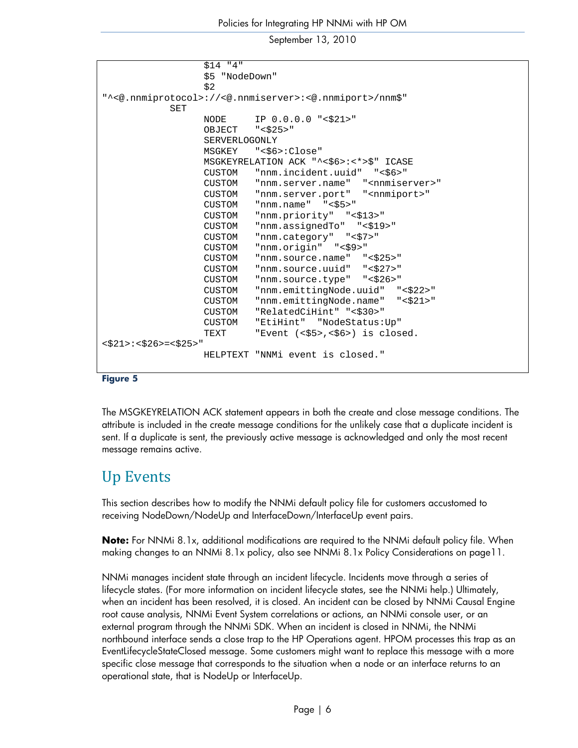```
                  $14 "4"
                  $5 "NodeDown"
                  $2
"^<@.nnmiprotocol>://<@.nnmiserver>:<@.nnmiport>/nnm$"
            SET
                  NODE     IP 0.0.0.0 "<$21>"
                  OBJECT   "<$25>"
                  SERVERLOGONLY
                  MSGKEY   "<$6>:Close"
                  MSGKEYRELATION ACK "^<$6>:<*>$" ICASE
                  CUSTOM   "nnm.incident.uuid"  "<$6>"
                  CUSTOM   "nnm.server.name"  "<nnmiserver>"
                  CUSTOM   "nnm.server.port"  "<nnmiport>"
                  CUSTOM   "nnm.name"  "<$5>"
                  CUSTOM   "nnm.priority"  "<$13>"
                  CUSTOM   "nnm.assignedTo"  "<$19>"
                  CUSTOM   "nnm.category"  "<$7>"
                  CUSTOM   "nnm.origin"  "<$9>"
                  CUSTOM   "nnm.source.name"  "<$25>"
                  CUSTOM   "nnm.source.uuid"  "<$27>"
                  CUSTOM   "nnm.source.type"  "<$26>"
                  CUSTOM   "nnm.emittingNode.uuid"  "<$22>"
                  CUSTOM   "nnm.emittingNode.name"  "<$21>"
                  CUSTOM   "RelatedCiHint" "<$30>"
                  CUSTOM   "EtiHint"  "NodeStatus:Up"
                  TEXT     "Event (<$5>,<$6>) is closed.
<$21>:<$26>=<$25>"
                  HELPTEXT "NNMi event is closed."
```

**Figure 5**

The MSGKEYRELATION ACK statement appears in both the create and close message conditions. The attribute is included in the create message conditions for the unlikely case that a duplicate incident is sent. If a duplicate is sent, the previously active message is acknowledged and only the most recent message remains active.

## Up Events

This section describes how to modify the NNMi default policy file for customers accustomed to receiving NodeDown/NodeUp and InterfaceDown/InterfaceUp event pairs.

**Note:** For NNMi 8.1x, additional modifications are required to the NNMi default policy file. When making changes to an NNMi 8.1x policy, also see NNMi 8.1x Policy Considerations on page11.

NNMi manages incident state through an incident lifecycle. Incidents move through a series of lifecycle states. (For more information on incident lifecycle states, see the NNMi help.) Ultimately, when an incident has been resolved, it is closed. An incident can be closed by NNMi Causal Engine root cause analysis, NNMi Event System correlations or actions, an NNMi console user, or an external program through the NNMi SDK. When an incident is closed in NNMi, the NNMi northbound interface sends a close trap to the HP Operations agent. HPOM processes this trap as an EventLifecycleStateClosed message. Some customers might want to replace this message with a more specific close message that corresponds to the situation when a node or an interface returns to an operational state, that is NodeUp or InterfaceUp.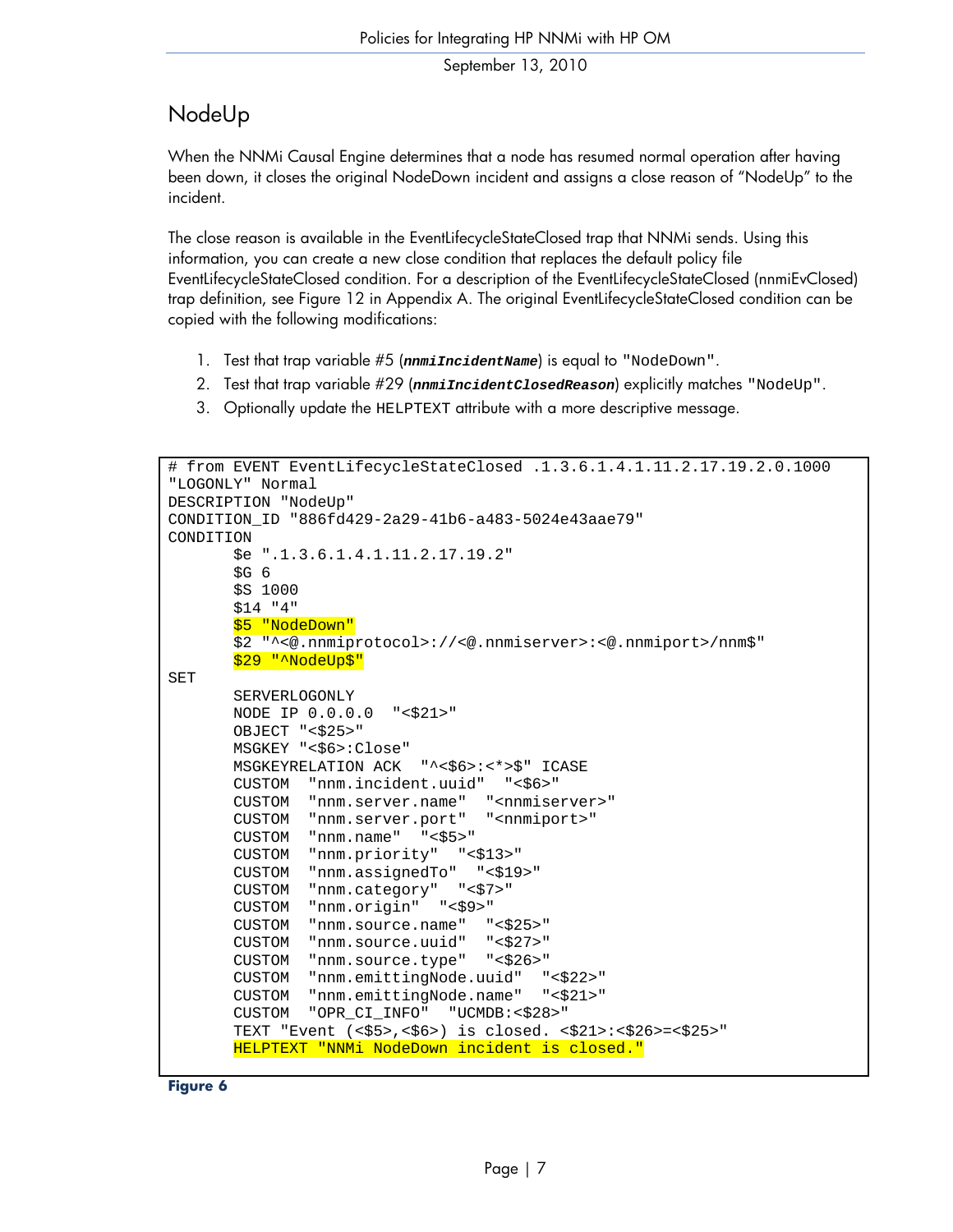## NodeUp

When the NNMi Causal Engine determines that a node has resumed normal operation after having been down, it closes the original NodeDown incident and assigns a close reason of "NodeUp" to the incident.

The close reason is available in the EventLifecycleStateClosed trap that NNMi sends. Using this information, you can create a new close condition that replaces the default policy file EventLifecycleStateClosed condition. For a description of the EventLifecycleStateClosed (nnmiEvClosed) trap definition, see Figure 12 in Appendix A. The original EventLifecycleStateClosed condition can be copied with the following modifications:

1. Test that trap variable #5 (***nnmiIncidentName***) is equal to "NodeDown".
2. Test that trap variable #29 (***nnmiIncidentClosedReason***) explicitly matches "NodeUp".
3. Optionally update the HELPTEXT attribute with a more descriptive message.

```
# from EVENT EventLifecycleStateClosed .1.3.6.1.4.1.11.2.17.19.2.0.1000
"LOGONLY" Normal
DESCRIPTION "NodeUp"
CONDITION_ID "886fd429-2a29-41b6-a483-5024e43aae79"
CONDITION
	$e ".1.3.6.1.4.1.11.2.17.19.2"
	$G 6
	$S 1000
	$14 "4"
	$5 "NodeDown"
	$2 "^<@.nnmiprotocol>://<@.nnmiserver>:<@.nnmiport>/nnm$"
	$29 "^NodeUp$"
SET
	SERVERLOGONLY
	NODE IP 0.0.0.0  "<$21>"
	OBJECT "<$25>"
	MSGKEY "<$6>:Close"
	MSGKEYRELATION ACK  "^<$6>:<*>$" ICASE
	CUSTOM  "nnm.incident.uuid"  "<$6>"
	CUSTOM  "nnm.server.name"  "<nnmiserver>"
	CUSTOM  "nnm.server.port"  "<nnmiport>"
	CUSTOM  "nnm.name"  "<$5>"
	CUSTOM  "nnm.priority"  "<$13>"
	CUSTOM  "nnm.assignedTo"  "<$19>"
	CUSTOM  "nnm.category"  "<$7>"
	CUSTOM  "nnm.origin"  "<$9>"
	CUSTOM  "nnm.source.name"  "<$25>"
	CUSTOM  "nnm.source.uuid"  "<$27>"
	CUSTOM  "nnm.source.type"  "<$26>"
	CUSTOM  "nnm.emittingNode.uuid"  "<$22>"
	CUSTOM  "nnm.emittingNode.name"  "<$21>"
	CUSTOM  "OPR_CI_INFO"  "UCMDB:<$28>"
	TEXT "Event (<$5>,<$6>) is closed. <$21>:<$26>=<$25>"
	HELPTEXT "NNMi NodeDown incident is closed."
```

**Figure 6**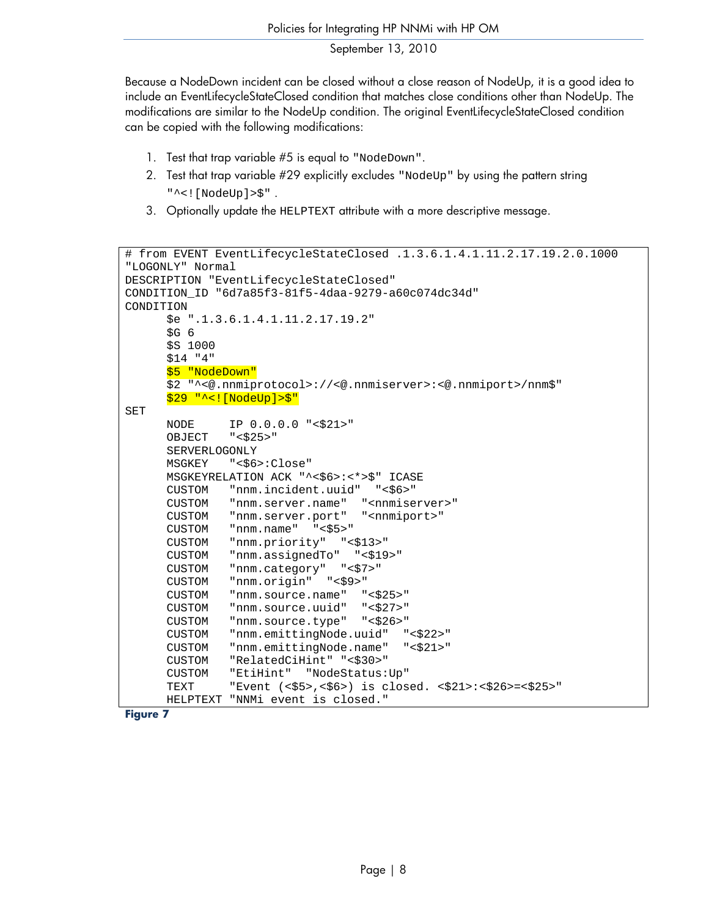Because a NodeDown incident can be closed without a close reason of NodeUp, it is a good idea to include an EventLifecycleStateClosed condition that matches close conditions other than NodeUp. The modifications are similar to the NodeUp condition. The original EventLifecycleStateClosed condition can be copied with the following modifications:

1. Test that trap variable #5 is equal to "NodeDown".
2. Test that trap variable #29 explicitly excludes "NodeUp" by using the pattern string "^<![NodeUp]>$" .
3. Optionally update the HELPTEXT attribute with a more descriptive message.

```
# from EVENT EventLifecycleStateClosed .1.3.6.1.4.1.11.2.17.19.2.0.1000
"LOGONLY" Normal
DESCRIPTION "EventLifecycleStateClosed"
CONDITION_ID "6d7a85f3-81f5-4daa-9279-a60c074dc34d"
CONDITION
      $e ".1.3.6.1.4.1.11.2.17.19.2"
      $G 6
      $S 1000
      $14 "4"
      $5 "NodeDown"
      $2 "^<@.nnmiprotocol>://<@.nnmiserver>:<@.nnmiport>/nnm$"
      $29 "^<![NodeUp]>$"
SET
      NODE     IP 0.0.0.0 "<$21>"
      OBJECT   "<$25>"
      SERVERLOGONLY
      MSGKEY   "<$6>:Close"
      MSGKEYRELATION ACK "^<$6>:<*>$" ICASE
      CUSTOM   "nnm.incident.uuid"  "<$6>"
      CUSTOM   "nnm.server.name"  "<nnmiserver>"
      CUSTOM   "nnm.server.port"  "<nnmiport>"
      CUSTOM   "nnm.name"  "<$5>"
      CUSTOM   "nnm.priority"  "<$13>"
      CUSTOM   "nnm.assignedTo"  "<$19>"
      CUSTOM   "nnm.category"  "<$7>"
      CUSTOM   "nnm.origin"  "<$9>"
      CUSTOM   "nnm.source.name"  "<$25>"
      CUSTOM   "nnm.source.uuid"  "<$27>"
      CUSTOM   "nnm.source.type"  "<$26>"
      CUSTOM   "nnm.emittingNode.uuid"  "<$22>"
      CUSTOM   "nnm.emittingNode.name"  "<$21>"
      CUSTOM   "RelatedCiHint" "<$30>"
      CUSTOM   "EtiHint"  "NodeStatus:Up"
      TEXT     "Event (<$5>,<$6>) is closed. <$21>:<$26>=<$25>"
      HELPTEXT "NNMi event is closed."
```

**Figure 7**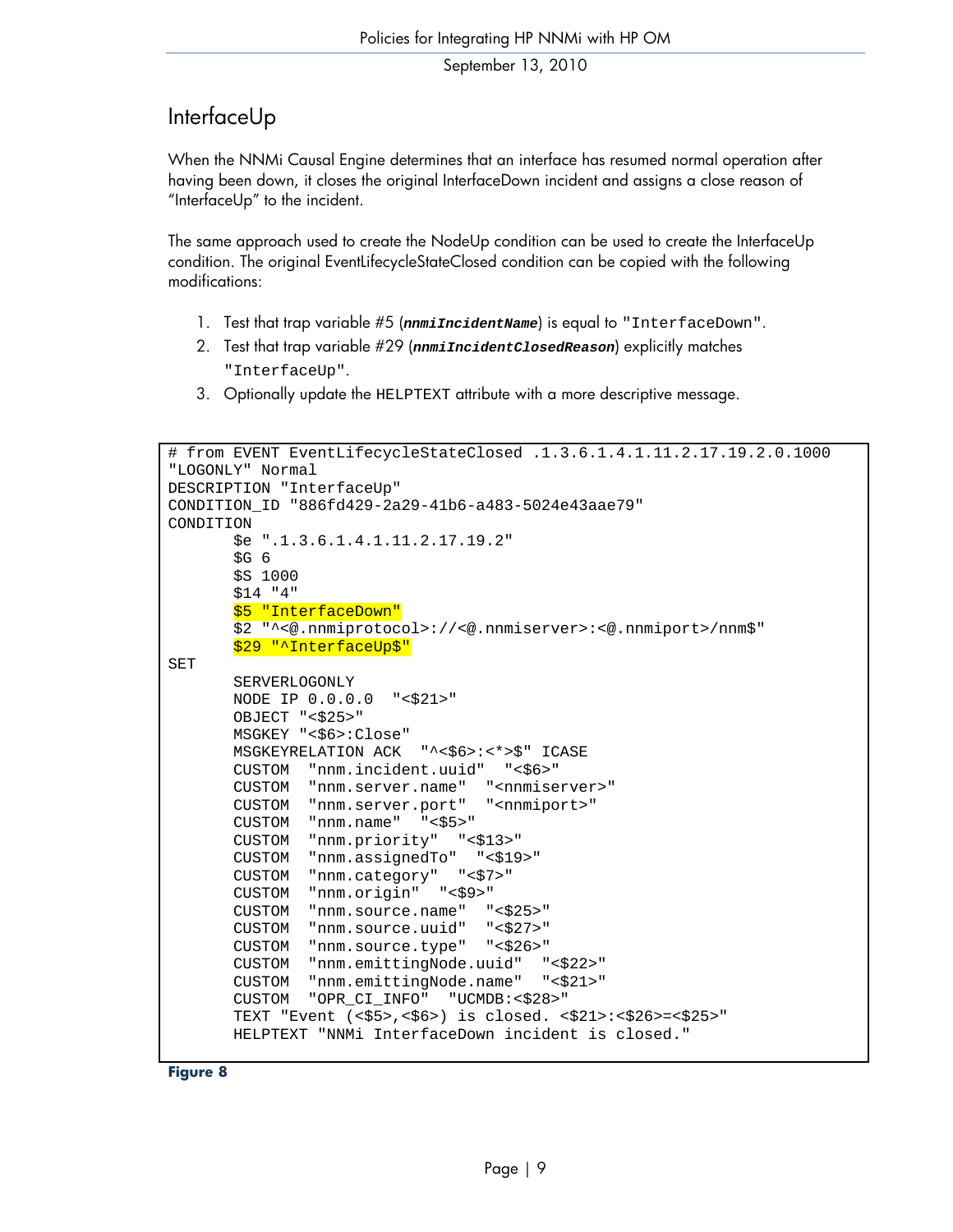## InterfaceUp

When the NNMi Causal Engine determines that an interface has resumed normal operation after having been down, it closes the original InterfaceDown incident and assigns a close reason of "InterfaceUp" to the incident.

The same approach used to create the NodeUp condition can be used to create the InterfaceUp condition. The original EventLifecycleStateClosed condition can be copied with the following modifications:

1. Test that trap variable #5 (***nmiIncidentName***) is equal to `"InterfaceDown"`.
2. Test that trap variable #29 (***nmiIncidentClosedReason***) explicitly matches `"InterfaceUp"`.
3. Optionally update the HELPTEXT attribute with a more descriptive message.

```
# from EVENT EventLifecycleStateClosed .1.3.6.1.4.1.11.2.17.19.2.0.1000
"LOGONLY" Normal
DESCRIPTION "InterfaceUp"
CONDITION_ID "886fd429-2a29-41b6-a483-5024e43aae79"
CONDITION
       $e ".1.3.6.1.4.1.11.2.17.19.2"
       $G 6
       $S 1000
       $14 "4"
       $5 "InterfaceDown"
       $2 "^<@.nnmiprotocol>://<@.nnmiserver>:<@.nnmiport>/nnm$"
       $29 "^InterfaceUp$"
SET
       SERVERLOGONLY
       NODE IP 0.0.0.0  "<$21>"
       OBJECT "<$25>"
       MSGKEY "<$6>:Close"
       MSGKEYRELATION ACK  "^<$6>:<*>$" ICASE
       CUSTOM  "nnm.incident.uuid"  "<$6>"
       CUSTOM  "nnm.server.name"  "<nnmiserver>"
       CUSTOM  "nnm.server.port"  "<nnmiport>"
       CUSTOM  "nnm.name"  "<$5>"
       CUSTOM  "nnm.priority"  "<$13>"
       CUSTOM  "nnm.assignedTo"  "<$19>"
       CUSTOM  "nnm.category"  "<$7>"
       CUSTOM  "nnm.origin"  "<$9>"
       CUSTOM  "nnm.source.name"  "<$25>"
       CUSTOM  "nnm.source.uuid"  "<$27>"
       CUSTOM  "nnm.source.type"  "<$26>"
       CUSTOM  "nnm.emittingNode.uuid"  "<$22>"
       CUSTOM  "nnm.emittingNode.name"  "<$21>"
       CUSTOM  "OPR_CI_INFO"  "UCMDB:<$28>"
       TEXT "Event (<$5>,<$6>) is closed. <$21>:<$26>=<$25>"
       HELPTEXT "NNMi InterfaceDown incident is closed."
```

**Figure 8**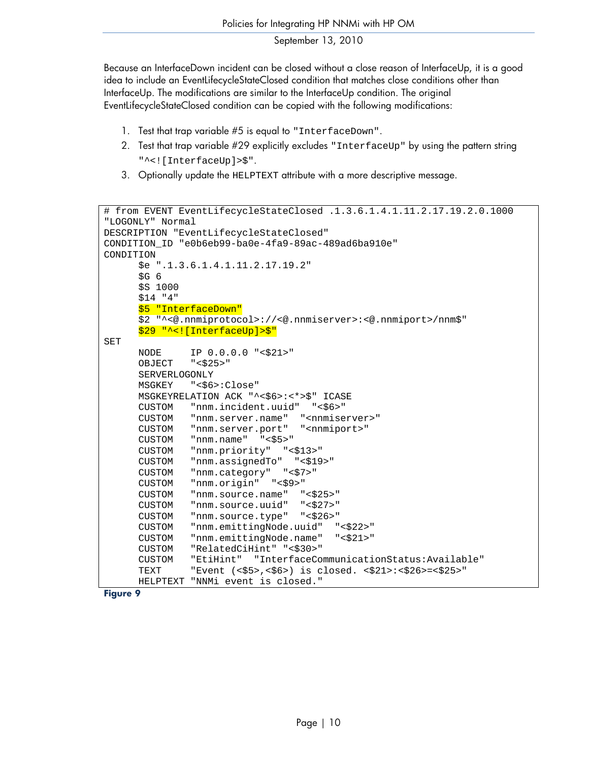Because an InterfaceDown incident can be closed without a close reason of InterfaceUp, it is a good idea to include an EventLifecycleStateClosed condition that matches close conditions other than InterfaceUp. The modifications are similar to the InterfaceUp condition. The original EventLifecycleStateClosed condition can be copied with the following modifications:

1. Test that trap variable #5 is equal to "InterfaceDown".
2. Test that trap variable #29 explicitly excludes "InterfaceUp" by using the pattern string "^<![InterfaceUp]>$".
3. Optionally update the HELPTEXT attribute with a more descriptive message.

```
# from EVENT EventLifecycleStateClosed .1.3.6.1.4.1.11.2.17.19.2.0.1000
"LOGONLY" Normal
DESCRIPTION "EventLifecycleStateClosed"
CONDITION_ID "e0b6eb99-ba0e-4fa9-89ac-489ad6ba910e"
CONDITION
      $e ".1.3.6.1.4.1.11.2.17.19.2"
      $G 6
      $S 1000
      $14 "4"
      $5 "InterfaceDown"
      $2 "^<@.nnmiprotocol>://<@.nnmiserver>:<@.nnmiport>/nnm$"
      $29 "^<![InterfaceUp]>$"
SET
      NODE     IP 0.0.0.0 "<$21>"
      OBJECT   "<$25>"
      SERVERLOGONLY
      MSGKEY   "<$6>:Close"
      MSGKEYRELATION ACK "^<$6>:<*>$" ICASE
      CUSTOM   "nnm.incident.uuid"  "<$6>"
      CUSTOM   "nnm.server.name"  "<nnmiserver>"
      CUSTOM   "nnm.server.port"  "<nnmiport>"
      CUSTOM   "nnm.name"  "<$5>"
      CUSTOM   "nnm.priority"  "<$13>"
      CUSTOM   "nnm.assignedTo"  "<$19>"
      CUSTOM   "nnm.category"  "<$7>"
      CUSTOM   "nnm.origin"  "<$9>"
      CUSTOM   "nnm.source.name"  "<$25>"
      CUSTOM   "nnm.source.uuid"  "<$27>"
      CUSTOM   "nnm.source.type"  "<$26>"
      CUSTOM   "nnm.emittingNode.uuid"  "<$22>"
      CUSTOM   "nnm.emittingNode.name"  "<$21>"
      CUSTOM   "RelatedCiHint" "<$30>"
      CUSTOM   "EtiHint"  "InterfaceCommunicationStatus:Available"
      TEXT     "Event (<$5>,<$6>) is closed. <$21>:<$26>=<$25>"
      HELPTEXT "NNMi event is closed."
```

**Figure 9**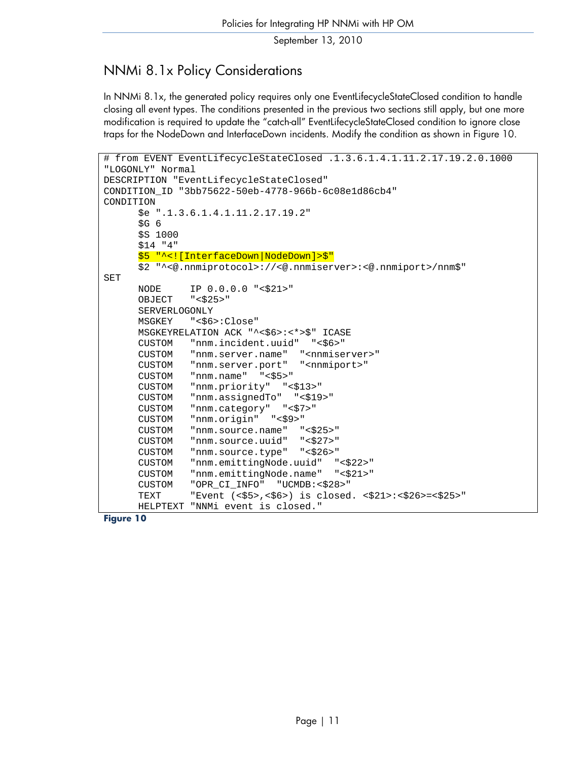## NNMi 8.1x Policy Considerations

In NNMi 8.1x, the generated policy requires only one EventLifecycleStateClosed condition to handle closing all event types. The conditions presented in the previous two sections still apply, but one more modification is required to update the "catch-all" EventLifecycleStateClosed condition to ignore close traps for the NodeDown and InterfaceDown incidents. Modify the condition as shown in Figure 10.

```
# from EVENT EventLifecycleStateClosed .1.3.6.1.4.1.11.2.17.19.2.0.1000
"LOGONLY" Normal
DESCRIPTION "EventLifecycleStateClosed"
CONDITION_ID "3bb75622-50eb-4778-966b-6c08e1d86cb4"
CONDITION
      $e ".1.3.6.1.4.1.11.2.17.19.2"
      $G 6
      $S 1000
      $14 "4"
      $5 "^<![InterfaceDown|NodeDown]>$"
      $2 "^<@.nnmiprotocol>://<@.nnmiserver>:<@.nnmiport>/nnm$"
SET
      NODE     IP 0.0.0.0 "<$21>"
      OBJECT   "<$25>"
      SERVERLOGONLY
      MSGKEY   "<$6>:Close"
      MSGKEYRELATION ACK "^<$6>:<*>$" ICASE
      CUSTOM   "nnm.incident.uuid"  "<$6>"
      CUSTOM   "nnm.server.name"  "<nnmiserver>"
      CUSTOM   "nnm.server.port"  "<nnmiport>"
      CUSTOM   "nnm.name"  "<$5>"
      CUSTOM   "nnm.priority"  "<$13>"
      CUSTOM   "nnm.assignedTo"  "<$19>"
      CUSTOM   "nnm.category"  "<$7>"
      CUSTOM   "nnm.origin"  "<$9>"
      CUSTOM   "nnm.source.name"  "<$25>"
      CUSTOM   "nnm.source.uuid"  "<$27>"
      CUSTOM   "nnm.source.type"  "<$26>"
      CUSTOM   "nnm.emittingNode.uuid"  "<$22>"
      CUSTOM   "nnm.emittingNode.name"  "<$21>"
      CUSTOM   "OPR_CI_INFO"  "UCMDB:<$28>"
      TEXT     "Event (<$5>,<$6>) is closed. <$21>:<$26>=<$25>"
      HELPTEXT "NNMi event is closed."
```

**Figure 10**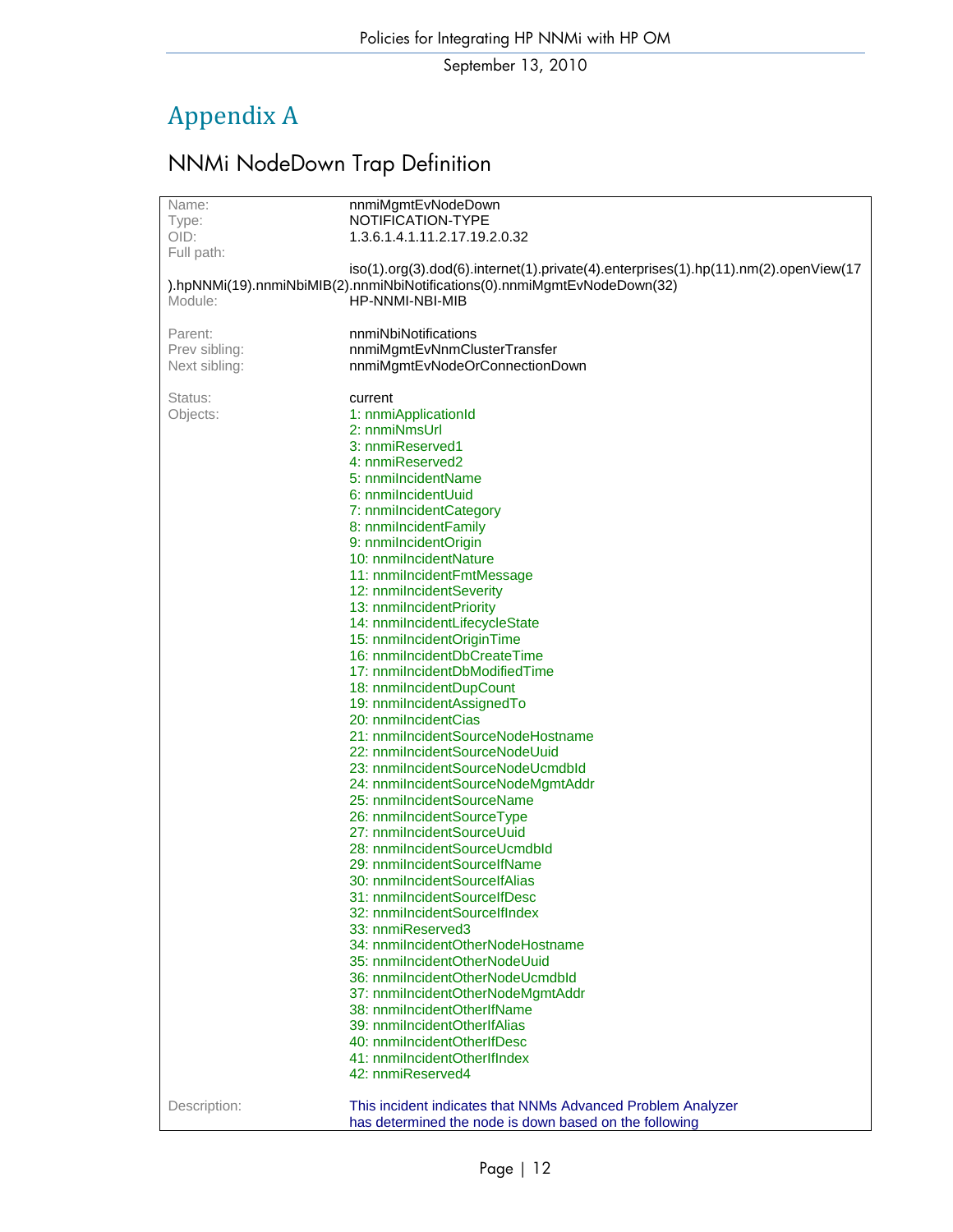# Appendix A

## NNMi NodeDown Trap Definition

| | |
|---|---|
| Name: | nnmiMgmtEvNodeDown |
| Type: | NOTIFICATION-TYPE |
| OID: | 1.3.6.1.4.1.11.2.17.19.2.0.32 |
| Full path: | iso(1).org(3).dod(6).internet(1).private(4).enterprises(1).hp(11).nm(2).openView(17).hpNNMi(19).nnmiNbiMIB(2).nnmiNbiNotifications(0).nnmiMgmtEvNodeDown(32) |
| Module: | HP-NNMI-NBI-MIB |
| Parent: | nnmiNbiNotifications |
| Prev sibling: | nnmiMgmtEvNnmClusterTransfer |
| Next sibling: | nnmiMgmtEvNodeOrConnectionDown |
| Status: | current |
| Objects: | 1: nnmiApplicationId<br>2: nnmiNmsUrl<br>3: nnmiReserved1<br>4: nnmiReserved2<br>5: nnmiIncidentName<br>6: nnmiIncidentUuid<br>7: nnmiIncidentCategory<br>8: nnmiIncidentFamily<br>9: nnmiIncidentOrigin<br>10: nnmiIncidentNature<br>11: nnmiIncidentFmtMessage<br>12: nnmiIncidentSeverity<br>13: nnmiIncidentPriority<br>14: nnmiIncidentLifecycleState<br>15: nnmiIncidentOriginTime<br>16: nnmiIncidentDbCreateTime<br>17: nnmiIncidentDbModifiedTime<br>18: nnmiIncidentDupCount<br>19: nnmiIncidentAssignedTo<br>20: nnmiIncidentCias<br>21: nnmiIncidentSourceNodeHostname<br>22: nnmiIncidentSourceNodeUuid<br>23: nnmiIncidentSourceNodeUcmdbId<br>24: nnmiIncidentSourceNodeMgmtAddr<br>25: nnmiIncidentSourceName<br>26: nnmiIncidentSourceType<br>27: nnmiIncidentSourceUuid<br>28: nnmiIncidentSourceUcmdbId<br>29: nnmiIncidentSourceIfName<br>30: nnmiIncidentSourceIfAlias<br>31: nnmiIncidentSourceIfDesc<br>32: nnmiIncidentSourceIfIndex<br>33: nnmiReserved3<br>34: nnmiIncidentOtherNodeHostname<br>35: nnmiIncidentOtherNodeUuid<br>36: nnmiIncidentOtherNodeUcmdbId<br>37: nnmiIncidentOtherNodeMgmtAddr<br>38: nnmiIncidentOtherIfName<br>39: nnmiIncidentOtherIfAlias<br>40: nnmiIncidentOtherIfDesc<br>41: nnmiIncidentOtherIfIndex<br>42: nnmiReserved4 |
| Description: | This incident indicates that NNMs Advanced Problem Analyzer has determined the node is down based on the following |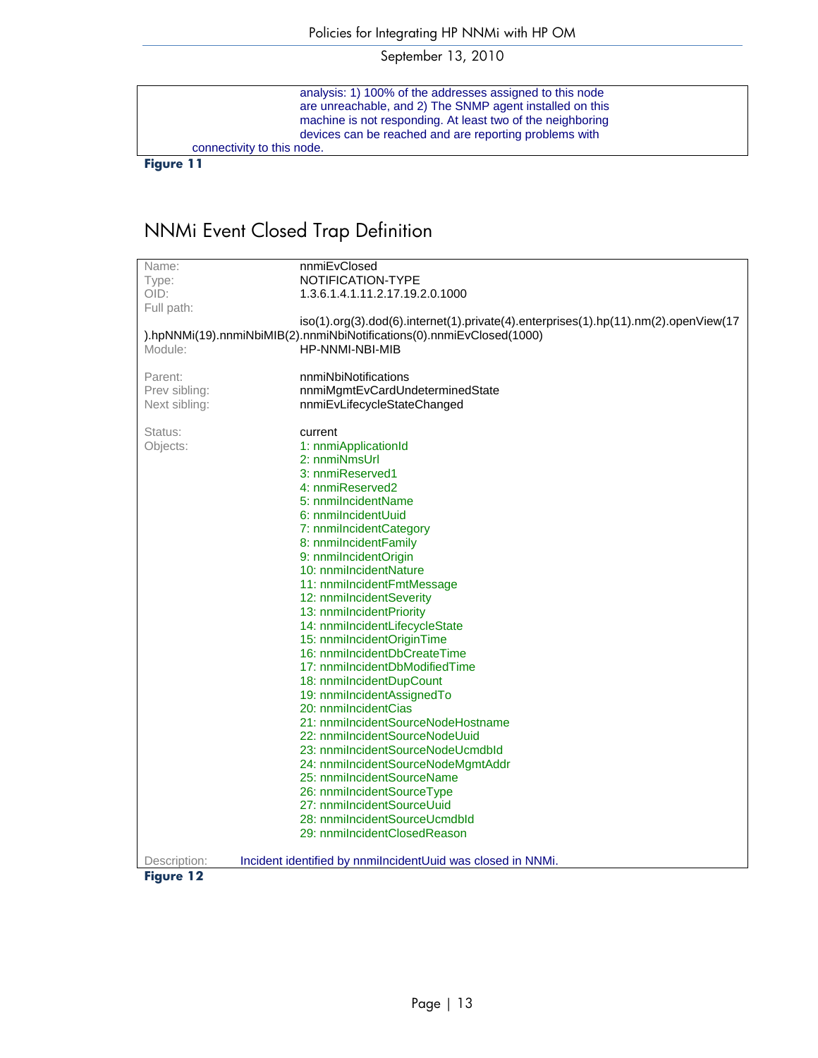analysis: 1) 100% of the addresses assigned to this node are unreachable, and 2) The SNMP agent installed on this machine is not responding. At least two of the neighboring devices can be reached and are reporting problems with connectivity to this node.

**Figure 11**

## NNMi Event Closed Trap Definition

| | |
|---|---|
| Name: | nnmiEvClosed |
| Type: | NOTIFICATION-TYPE |
| OID: | 1.3.6.1.4.1.11.2.17.19.2.0.1000 |
| Full path: | iso(1).org(3).dod(6).internet(1).private(4).enterprises(1).hp(11).nm(2).openView(17).hpNNMi(19).nnmiNbiMIB(2).nnmiNbiNotifications(0).nnmiEvClosed(1000) |
| Module: | HP-NNMI-NBI-MIB |
| Parent: | nnmiNbiNotifications |
| Prev sibling: | nnmiMgmtEvCardUndeterminedState |
| Next sibling: | nnmiEvLifecycleStateChanged |
| Status: | current |
| Objects: | 1: nnmiApplicationId<br>2: nnmiNmsUrl<br>3: nnmiReserved1<br>4: nnmiReserved2<br>5: nnmiIncidentName<br>6: nnmiIncidentUuid<br>7: nnmiIncidentCategory<br>8: nnmiIncidentFamily<br>9: nnmiIncidentOrigin<br>10: nnmiIncidentNature<br>11: nnmiIncidentFmtMessage<br>12: nnmiIncidentSeverity<br>13: nnmiIncidentPriority<br>14: nnmiIncidentLifecycleState<br>15: nnmiIncidentOriginTime<br>16: nnmiIncidentDbCreateTime<br>17: nnmiIncidentDbModifiedTime<br>18: nnmiIncidentDupCount<br>19: nnmiIncidentAssignedTo<br>20: nnmiIncidentCias<br>21: nnmiIncidentSourceNodeHostname<br>22: nnmiIncidentSourceNodeUuid<br>23: nnmiIncidentSourceNodeUcmdbId<br>24: nnmiIncidentSourceNodeMgmtAddr<br>25: nnmiIncidentSourceName<br>26: nnmiIncidentSourceType<br>27: nnmiIncidentSourceUuid<br>28: nnmiIncidentSourceUcmdbId<br>29: nnmiIncidentClosedReason |
| Description: | Incident identified by nnmiIncidentUuid was closed in NNMi. |

**Figure 12**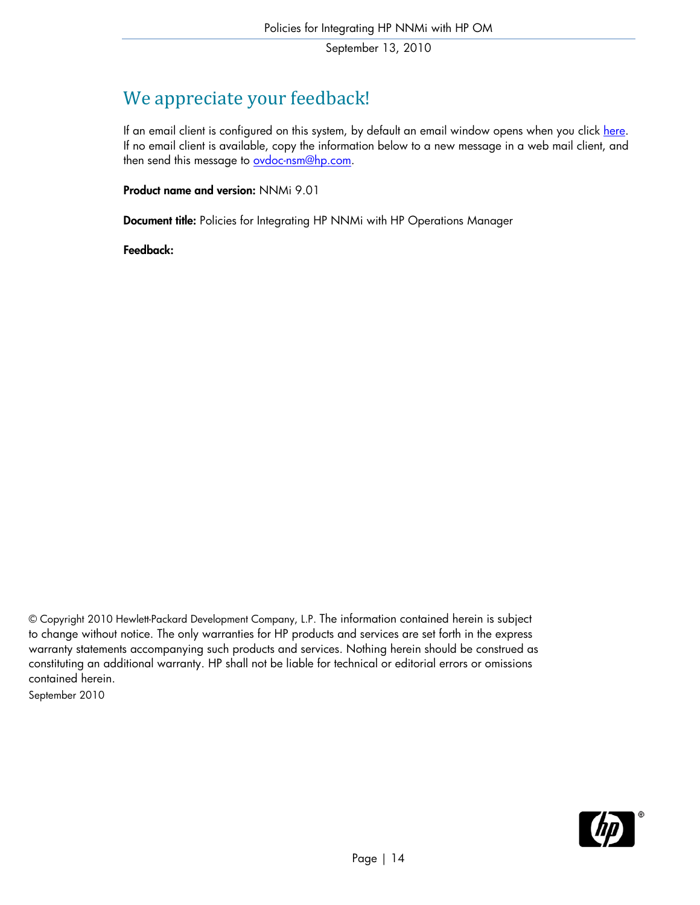# We appreciate your feedback!

If an email client is configured on this system, by default an email window opens when you click here. If no email client is available, copy the information below to a new message in a web mail client, and then send this message to ovdoc-nsm@hp.com.

**Product name and version:** NNMi 9.01

**Document title:** Policies for Integrating HP NNMi with HP Operations Manager

**Feedback:**

© Copyright 2010 Hewlett-Packard Development Company, L.P. The information contained herein is subject to change without notice. The only warranties for HP products and services are set forth in the express warranty statements accompanying such products and services. Nothing herein should be construed as constituting an additional warranty. HP shall not be liable for technical or editorial errors or omissions contained herein.

September 2010